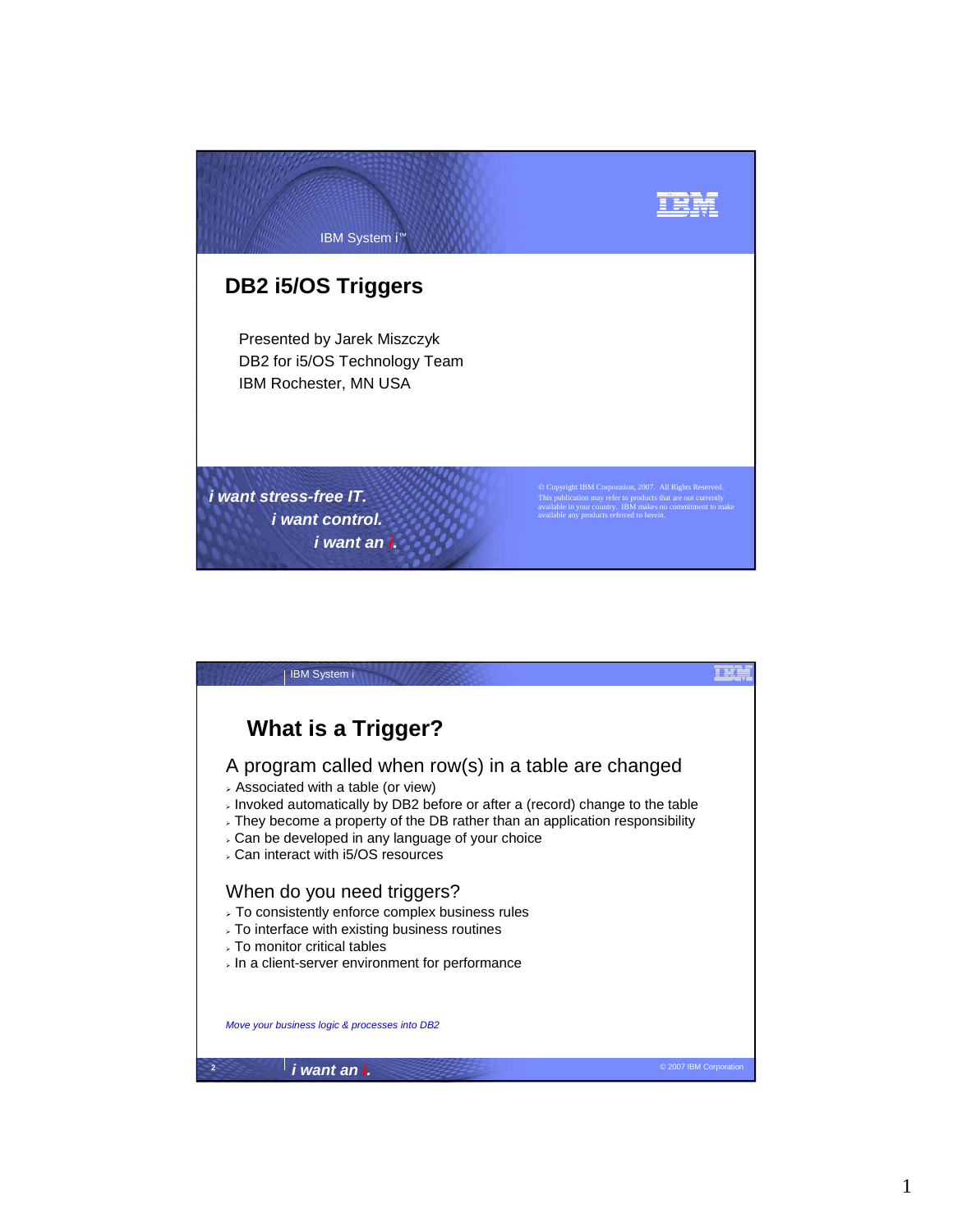# DB2 i5/OS Triggers

Presented by Jarek Miszczyk
DB2 for i5/OS Technology Team
IBM Rochester, MN USA

*i want stress-free IT.*
*i want control.*
*i want an i.*

© Copyright IBM Corporation, 2007. All Rights Reserved.
This publication may refer to products that are not currently available in your country. IBM makes no commitment to make available any products referred to herein.

## What is a Trigger?

A program called when row(s) in a table are changed

- Associated with a table (or view)
- Invoked automatically by DB2 before or after a (record) change to the table
- They become a property of the DB rather than an application responsibility
- Can be developed in any language of your choice
- Can interact with i5/OS resources

When do you need triggers?

- To consistently enforce complex business rules
- To interface with existing business routines
- To monitor critical tables
- In a client-server environment for performance

*Move your business logic & processes into DB2*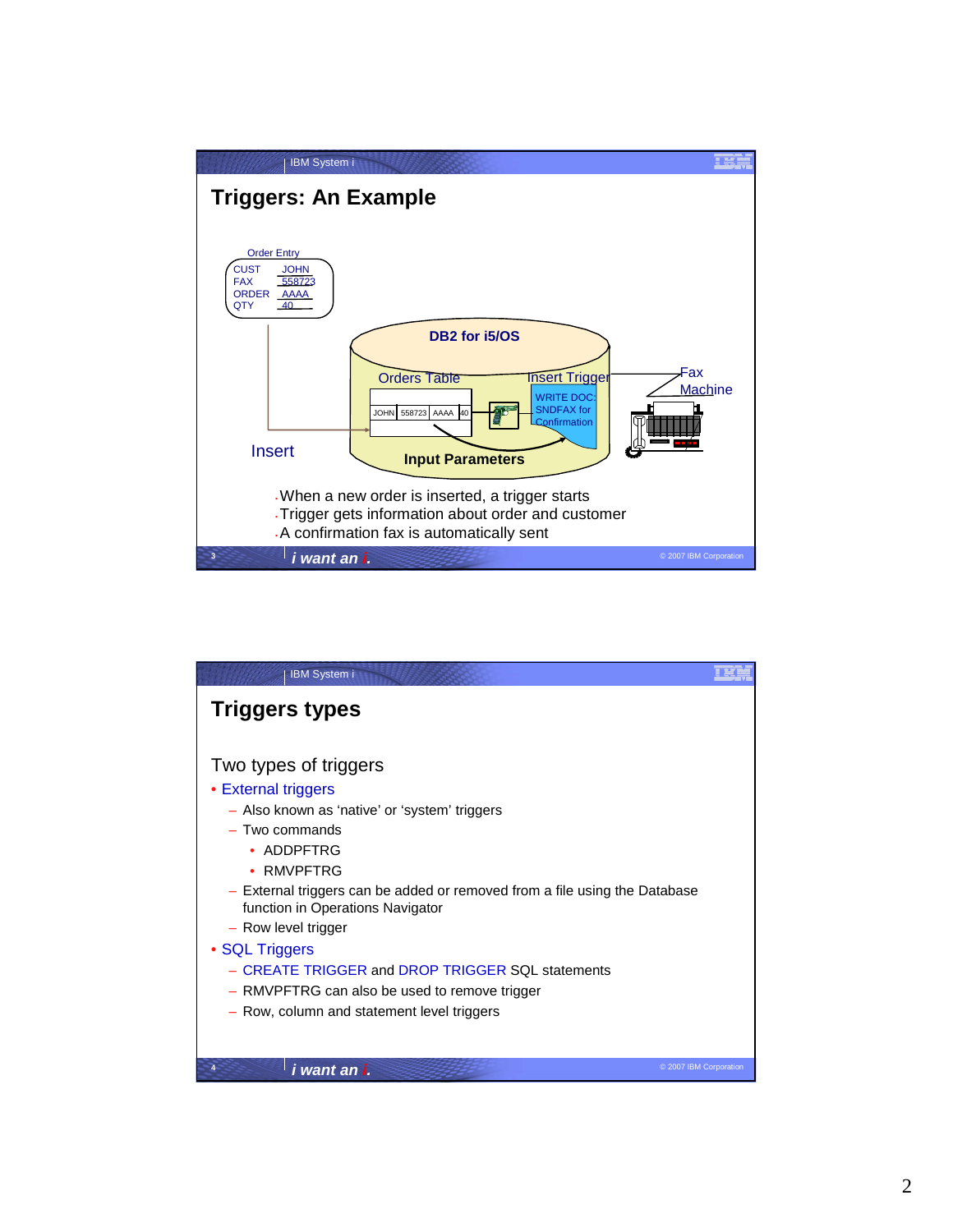## Triggers: An Example

Order Entry
CUST JOHN
FAX 558723
ORDER AAAA
QTY 40

DB2 for i5/OS

Orders Table

| JOHN | 558723 | AAAA | 40 |
|---|---|---|---|

Insert Trigger

WRITE DOC: SNDFAX for Confirmation

Fax Machine

Insert

Input Parameters

- When a new order is inserted, a trigger starts
- Trigger gets information about order and customer
- A confirmation fax is automatically sent

## Triggers types

Two types of triggers

- External triggers
  - Also known as 'native' or 'system' triggers
  - Two commands
    - ADDPFTRG
    - RMVPFTRG
  - External triggers can be added or removed from a file using the Database function in Operations Navigator
  - Row level trigger
- SQL Triggers
  - CREATE TRIGGER and DROP TRIGGER SQL statements
  - RMVPFTRG can also be used to remove trigger
  - Row, column and statement level triggers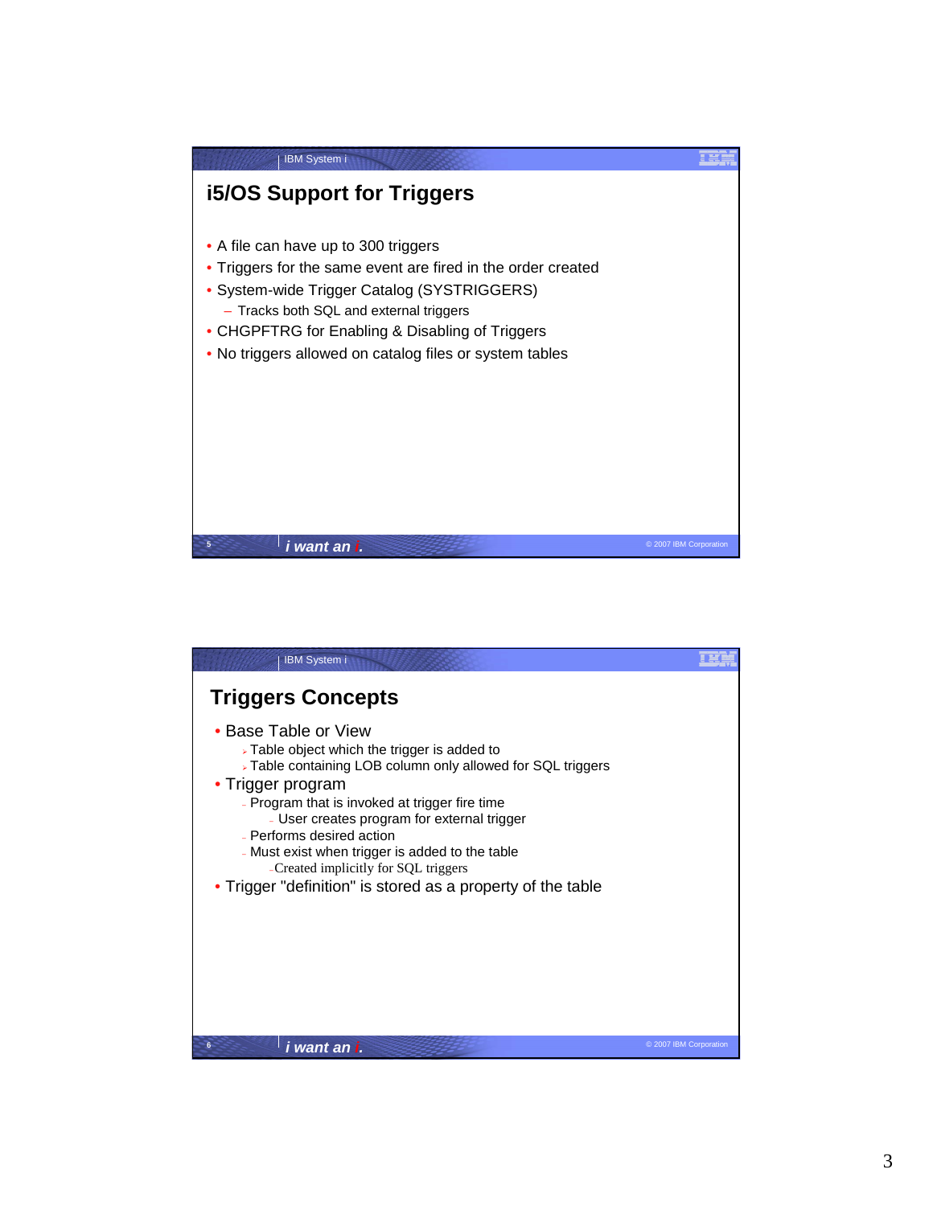## i5/OS Support for Triggers

- A file can have up to 300 triggers
- Triggers for the same event are fired in the order created
- System-wide Trigger Catalog (SYSTRIGGERS)
  - Tracks both SQL and external triggers
- CHGPFTRG for Enabling & Disabling of Triggers
- No triggers allowed on catalog files or system tables

## Triggers Concepts

- Base Table or View
  - Table object which the trigger is added to
  - Table containing LOB column only allowed for SQL triggers
- Trigger program
  - Program that is invoked at trigger fire time
    - User creates program for external trigger
  - Performs desired action
  - Must exist when trigger is added to the table
    - Created implicitly for SQL triggers
- Trigger "definition" is stored as a property of the table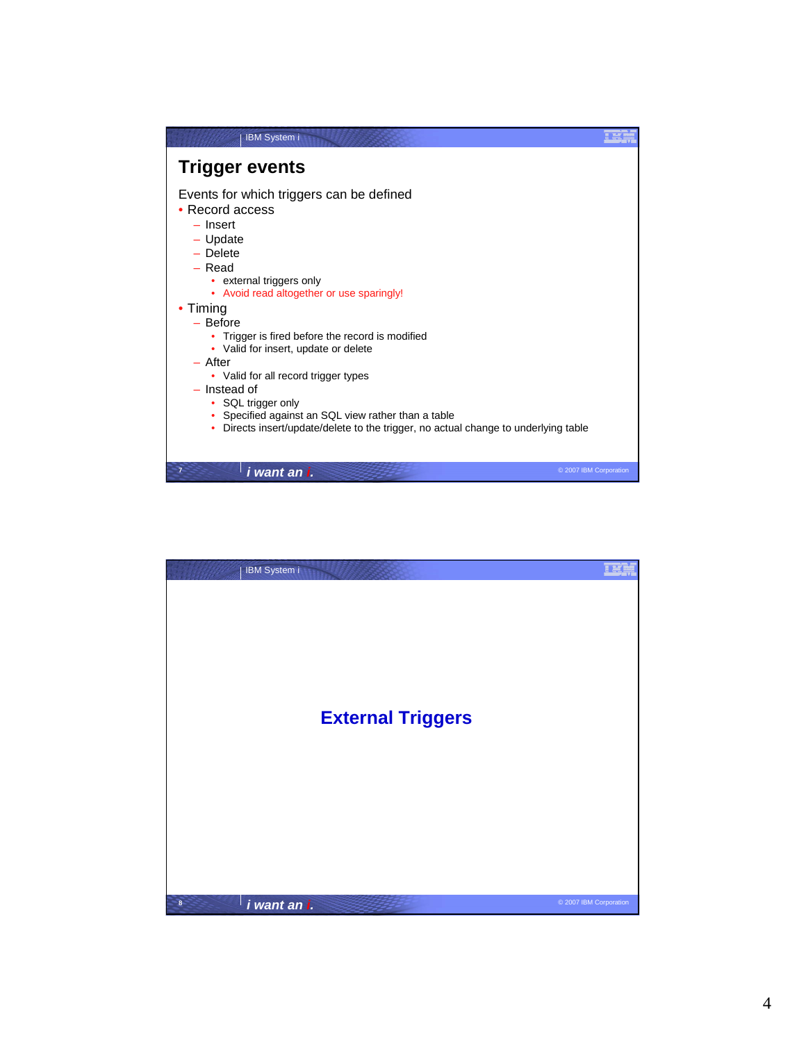## Trigger events

Events for which triggers can be defined

- Record access
  - Insert
  - Update
  - Delete
  - Read
    - external triggers only
    - Avoid read altogether or use sparingly!
- Timing
  - Before
    - Trigger is fired before the record is modified
    - Valid for insert, update or delete
  - After
    - Valid for all record trigger types
  - Instead of
    - SQL trigger only
    - Specified against an SQL view rather than a table
    - Directs insert/update/delete to the trigger, no actual change to underlying table

## External Triggers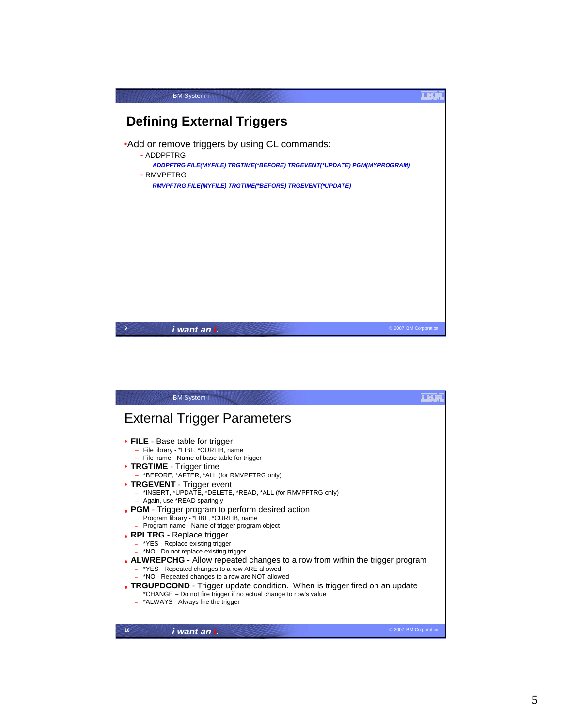## Defining External Triggers

- Add or remove triggers by using CL commands:
  - ADDPFTRG
    - ***ADDPFTRG FILE(MYFILE) TRGTIME(*BEFORE) TRGEVENT(*UPDATE) PGM(MYPROGRAM)***
  - RMVPFTRG
    - ***RMVPFTRG FILE(MYFILE) TRGTIME(*BEFORE) TRGEVENT(*UPDATE)***

## External Trigger Parameters

- **FILE** - Base table for trigger
  - File library - *LIBL, *CURLIB, name
  - File name - Name of base table for trigger
- **TRGTIME** - Trigger time
  - *BEFORE, *AFTER, *ALL (for RMVPFTRG only)
- **TRGEVENT** - Trigger event
  - *INSERT, *UPDATE, *DELETE, *READ, *ALL (for RMVPFTRG only)
  - Again, use *READ sparingly
- **PGM** - Trigger program to perform desired action
  - Program library - *LIBL, *CURLIB, name
  - Program name - Name of trigger program object
- **RPLTRG** - Replace trigger
  - *YES - Replace existing trigger
  - *NO - Do not replace existing trigger
- **ALWREPCHG** - Allow repeated changes to a row from within the trigger program
  - *YES - Repeated changes to a row ARE allowed
  - *NO - Repeated changes to a row are NOT allowed
- **TRGUPDCOND** - Trigger update condition. When is trigger fired on an update
  - *CHANGE – Do not fire trigger if no actual change to row's value
  - *ALWAYS - Always fire the trigger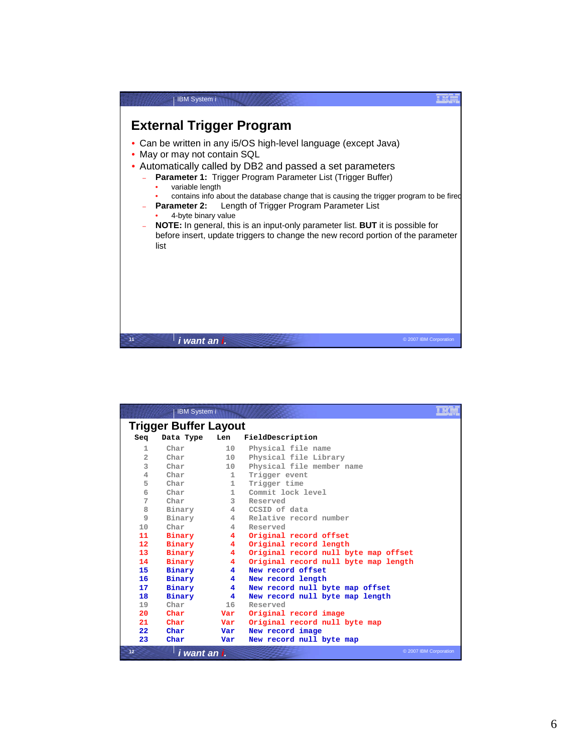## External Trigger Program

- Can be written in any i5/OS high-level language (except Java)
- May or may not contain SQL
- Automatically called by DB2 and passed a set parameters
  - **Parameter 1:** Trigger Program Parameter List (Trigger Buffer)
    - variable length
    - contains info about the database change that is causing the trigger program to be fired
  - **Parameter 2:** Length of Trigger Program Parameter List
    - 4-byte binary value
  - **NOTE:** In general, this is an input-only parameter list. **BUT** it is possible for before insert, update triggers to change the new record portion of the parameter list

## Trigger Buffer Layout

| Seq | Data Type | Len | FieldDescription |
|---|---|---|---|
| 1 | Char | 10 | Physical file name |
| 2 | Char | 10 | Physical file Library |
| 3 | Char | 10 | Physical file member name |
| 4 | Char | 1 | Trigger event |
| 5 | Char | 1 | Trigger time |
| 6 | Char | 1 | Commit lock level |
| 7 | Char | 3 | Reserved |
| 8 | Binary | 4 | CCSID of data |
| 9 | Binary | 4 | Relative record number |
| 10 | Char | 4 | Reserved |
| 11 | Binary | 4 | Original record offset |
| 12 | Binary | 4 | Original record length |
| 13 | Binary | 4 | Original record null byte map offset |
| 14 | Binary | 4 | Original record null byte map length |
| 15 | Binary | 4 | New record offset |
| 16 | Binary | 4 | New record length |
| 17 | Binary | 4 | New record null byte map offset |
| 18 | Binary | 4 | New record null byte map length |
| 19 | Char | 16 | Reserved |
| 20 | Char | Var | Original record image |
| 21 | Char | Var | Original record null byte map |
| 22 | Char | Var | New record image |
| 23 | Char | Var | New record null byte map |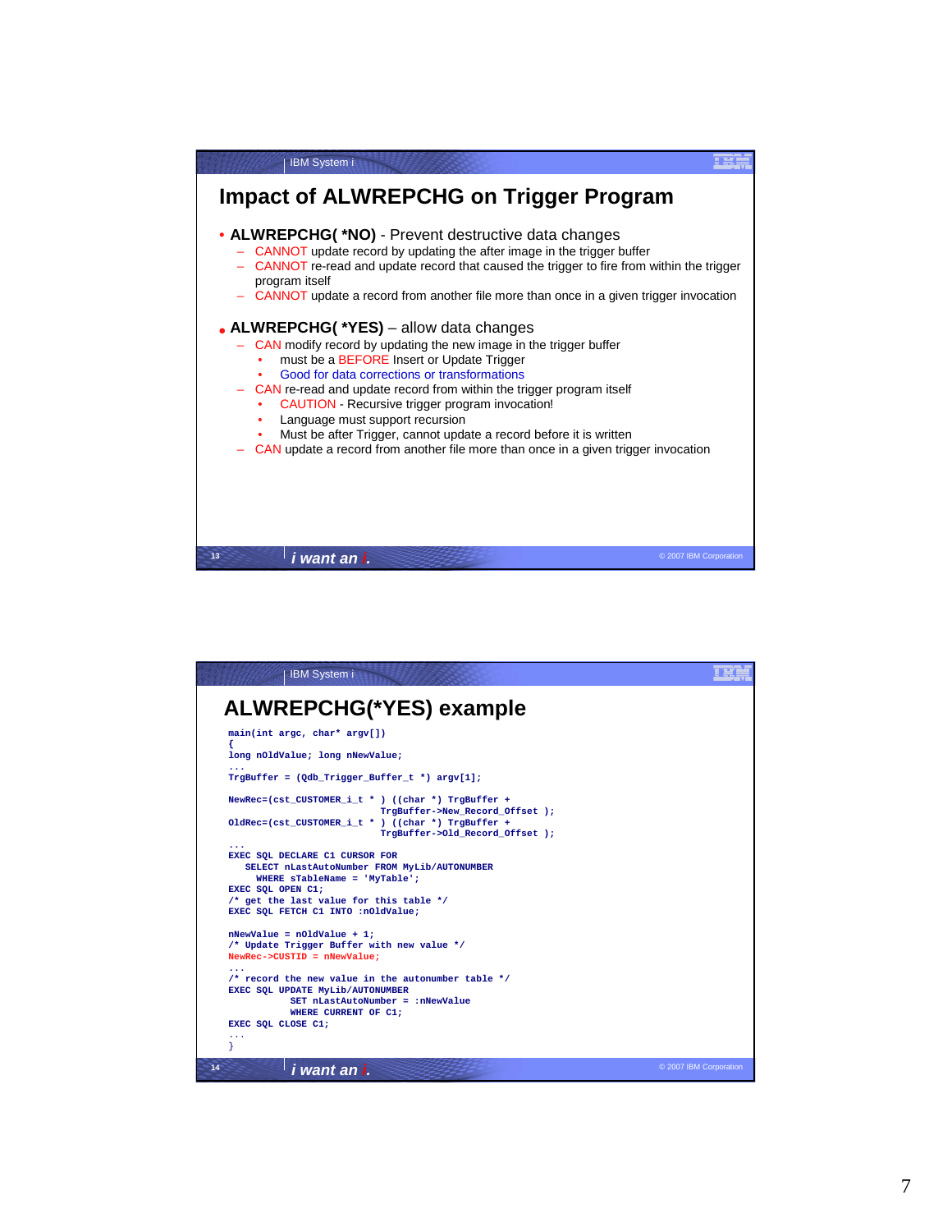# Impact of ALWREPCHG on Trigger Program

- **ALWREPCHG( *NO)** - Prevent destructive data changes
  - CANNOT update record by updating the after image in the trigger buffer
  - CANNOT re-read and update record that caused the trigger to fire from within the trigger program itself
  - CANNOT update a record from another file more than once in a given trigger invocation

- **ALWREPCHG( *YES)** – allow data changes
  - CAN modify record by updating the new image in the trigger buffer
    - must be a BEFORE Insert or Update Trigger
    - Good for data corrections or transformations
  - CAN re-read and update record from within the trigger program itself
    - CAUTION - Recursive trigger program invocation!
    - Language must support recursion
    - Must be after Trigger, cannot update a record before it is written
  - CAN update a record from another file more than once in a given trigger invocation

# ALWREPCHG(*YES) example

```
main(int argc, char* argv[])
{
long nOldValue; long nNewValue;
...
TrgBuffer = (Qdb_Trigger_Buffer_t *) argv[1];

NewRec=(cst_CUSTOMER_i_t * ) ((char *) TrgBuffer +
                           TrgBuffer->New_Record_Offset );
OldRec=(cst_CUSTOMER_i_t * ) ((char *) TrgBuffer +
                           TrgBuffer->Old_Record_Offset );
...
EXEC SQL DECLARE C1 CURSOR FOR
   SELECT nLastAutoNumber FROM MyLib/AUTONUMBER
     WHERE sTableName = 'MyTable';
EXEC SQL OPEN C1;
/* get the last value for this table */
EXEC SQL FETCH C1 INTO :nOldValue;

nNewValue = nOldValue + 1;
/* Update Trigger Buffer with new value */
NewRec->CUSTID = nNewValue;
...
/* record the new value in the autonumber table */
EXEC SQL UPDATE MyLib/AUTONUMBER
           SET nLastAutoNumber = :nNewValue
           WHERE CURRENT OF C1;
EXEC SQL CLOSE C1;
...
}
```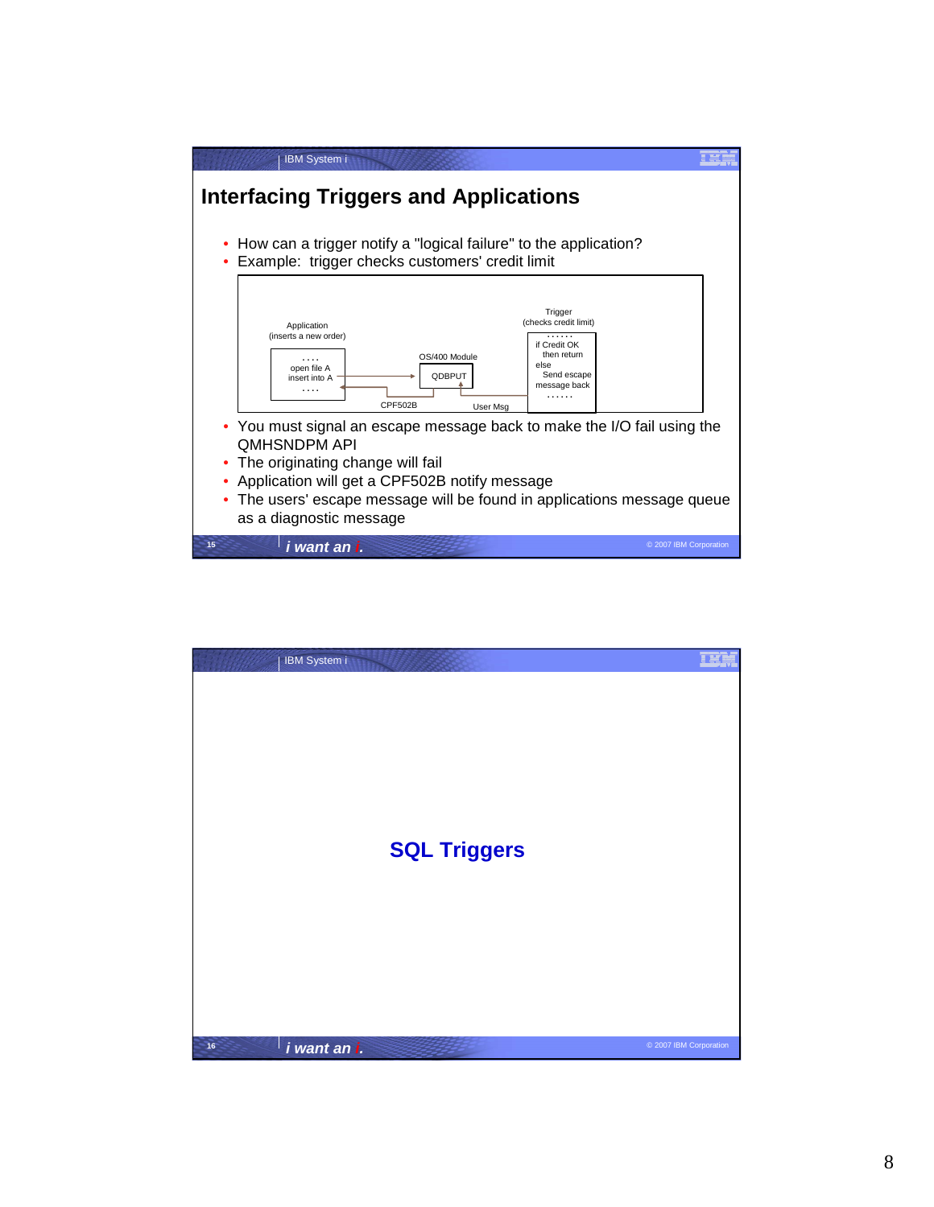## Interfacing Triggers and Applications

- How can a trigger notify a "logical failure" to the application?
- Example: trigger checks customers' credit limit

Application (inserts a new order)

```
....
open file A
insert into A
....
```

OS/400 Module: QDBPUT

Trigger (checks credit limit)

```
......
if Credit OK
  then return
else
  Send escape
  message back
......
```

CPF502B — User Msg

- You must signal an escape message back to make the I/O fail using the QMHSNDPM API
- The originating change will fail
- Application will get a CPF502B notify message
- The users' escape message will be found in applications message queue as a diagnostic message

## SQL Triggers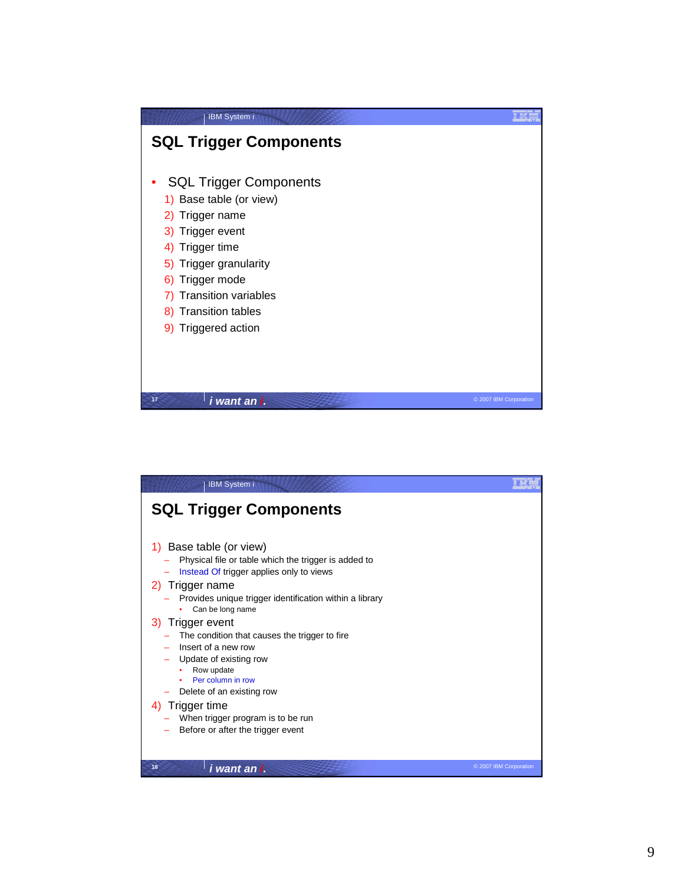## SQL Trigger Components

- SQL Trigger Components
  1) Base table (or view)
  2) Trigger name
  3) Trigger event
  4) Trigger time
  5) Trigger granularity
  6) Trigger mode
  7) Transition variables
  8) Transition tables
  9) Triggered action

## SQL Trigger Components

1) Base table (or view)
   - Physical file or table which the trigger is added to
   - Instead Of trigger applies only to views
2) Trigger name
   - Provides unique trigger identification within a library
     - Can be long name
3) Trigger event
   - The condition that causes the trigger to fire
   - Insert of a new row
   - Update of existing row
     - Row update
     - Per column in row
   - Delete of an existing row
4) Trigger time
   - When trigger program is to be run
   - Before or after the trigger event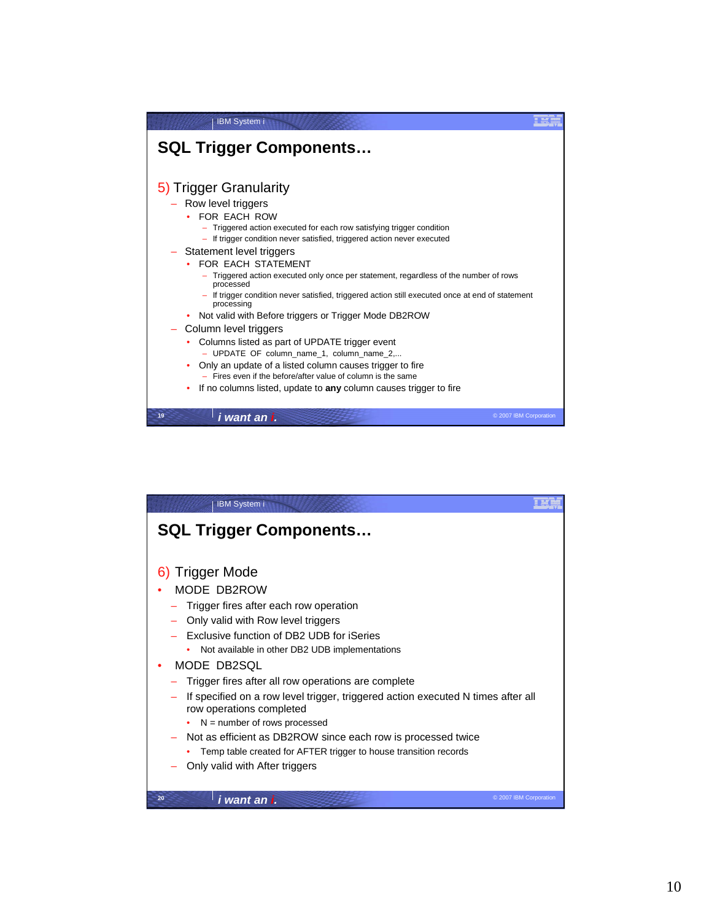## SQL Trigger Components…

### 5) Trigger Granularity

- Row level triggers
  - FOR EACH ROW
    - Triggered action executed for each row satisfying trigger condition
    - If trigger condition never satisfied, triggered action never executed
- Statement level triggers
  - FOR EACH STATEMENT
    - Triggered action executed only once per statement, regardless of the number of rows processed
    - If trigger condition never satisfied, triggered action still executed once at end of statement processing
  - Not valid with Before triggers or Trigger Mode DB2ROW
- Column level triggers
  - Columns listed as part of UPDATE trigger event
    - UPDATE OF column_name_1, column_name_2,...
  - Only an update of a listed column causes trigger to fire
    - Fires even if the before/after value of column is the same
  - If no columns listed, update to **any** column causes trigger to fire

## SQL Trigger Components…

### 6) Trigger Mode

- MODE DB2ROW
  - Trigger fires after each row operation
  - Only valid with Row level triggers
  - Exclusive function of DB2 UDB for iSeries
    - Not available in other DB2 UDB implementations
- MODE DB2SQL
  - Trigger fires after all row operations are complete
  - If specified on a row level trigger, triggered action executed N times after all row operations completed
    - N = number of rows processed
  - Not as efficient as DB2ROW since each row is processed twice
    - Temp table created for AFTER trigger to house transition records
  - Only valid with After triggers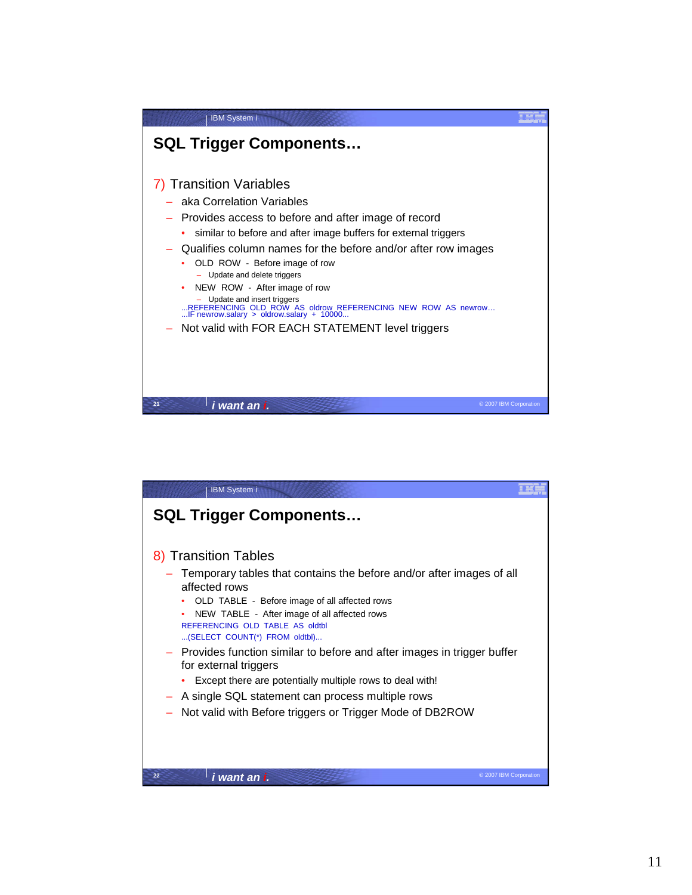## SQL Trigger Components…

7) Transition Variables

- aka Correlation Variables
- Provides access to before and after image of record
  - similar to before and after image buffers for external triggers
- Qualifies column names for the before and/or after row images
  - OLD ROW - Before image of row
    - Update and delete triggers
  - NEW ROW - After image of row
    - Update and insert triggers

```
...REFERENCING OLD ROW AS oldrow REFERENCING NEW ROW AS newrow…
...IF newrow.salary > oldrow.salary + 10000...
```

- Not valid with FOR EACH STATEMENT level triggers

## SQL Trigger Components…

8) Transition Tables

- Temporary tables that contains the before and/or after images of all affected rows
  - OLD TABLE - Before image of all affected rows
  - NEW TABLE - After image of all affected rows

```
REFERENCING OLD TABLE AS oldtbl
...(SELECT COUNT(*) FROM oldtbl)...
```

- Provides function similar to before and after images in trigger buffer for external triggers
  - Except there are potentially multiple rows to deal with!
- A single SQL statement can process multiple rows
- Not valid with Before triggers or Trigger Mode of DB2ROW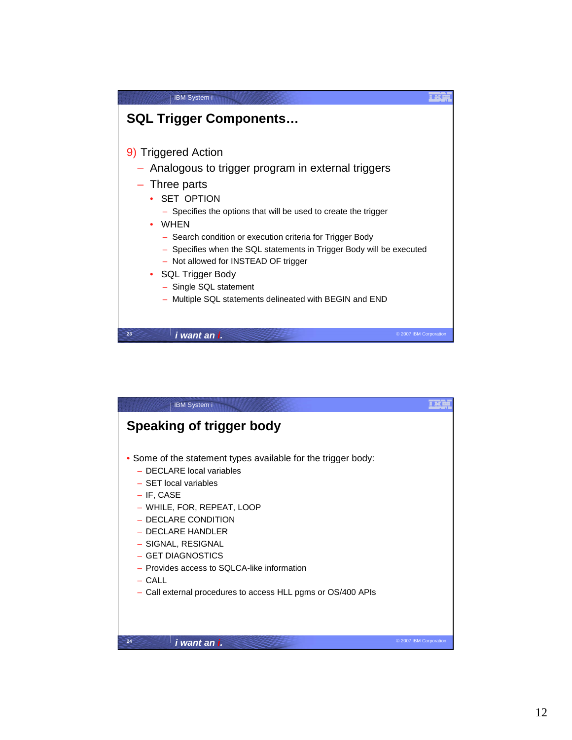## SQL Trigger Components…

9) Triggered Action

- Analogous to trigger program in external triggers
- Three parts
  - SET OPTION
    - Specifies the options that will be used to create the trigger
  - WHEN
    - Search condition or execution criteria for Trigger Body
    - Specifies when the SQL statements in Trigger Body will be executed
    - Not allowed for INSTEAD OF trigger
  - SQL Trigger Body
    - Single SQL statement
    - Multiple SQL statements delineated with BEGIN and END

## Speaking of trigger body

- Some of the statement types available for the trigger body:
  - DECLARE local variables
  - SET local variables
  - IF, CASE
  - WHILE, FOR, REPEAT, LOOP
  - DECLARE CONDITION
  - DECLARE HANDLER
  - SIGNAL, RESIGNAL
  - GET DIAGNOSTICS
  - Provides access to SQLCA-like information
  - CALL
  - Call external procedures to access HLL pgms or OS/400 APIs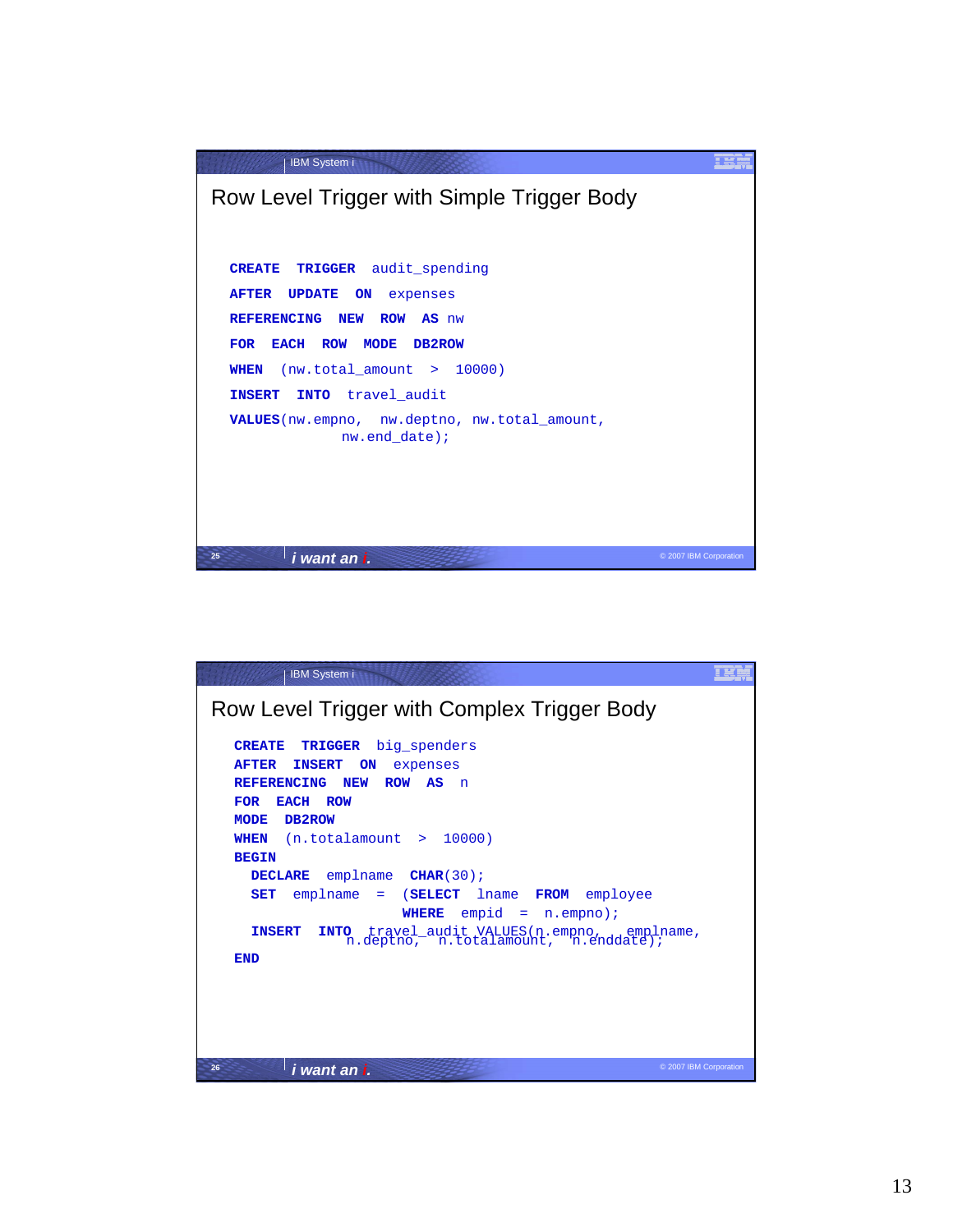## Row Level Trigger with Simple Trigger Body

```
CREATE  TRIGGER  audit_spending
AFTER  UPDATE  ON  expenses
REFERENCING  NEW  ROW  AS nw
FOR  EACH  ROW  MODE  DB2ROW
WHEN  (nw.total_amount  >  10000)
INSERT  INTO  travel_audit
VALUES(nw.empno,  nw.deptno, nw.total_amount,
             nw.end_date);
```

## Row Level Trigger with Complex Trigger Body

```
CREATE  TRIGGER  big_spenders
AFTER  INSERT  ON  expenses
REFERENCING  NEW  ROW  AS  n
FOR  EACH  ROW
MODE  DB2ROW
WHEN  (n.totalamount  >  10000)
BEGIN
  DECLARE  emplname  CHAR(30);
  SET  emplname  =  (SELECT  lname  FROM  employee
                    WHERE  empid  =  n.empno);
  INSERT  INTO  travel_audit VALUES(n.empno,  emplname,
             n.deptno,  n.totalamount,  n.enddate);
END
```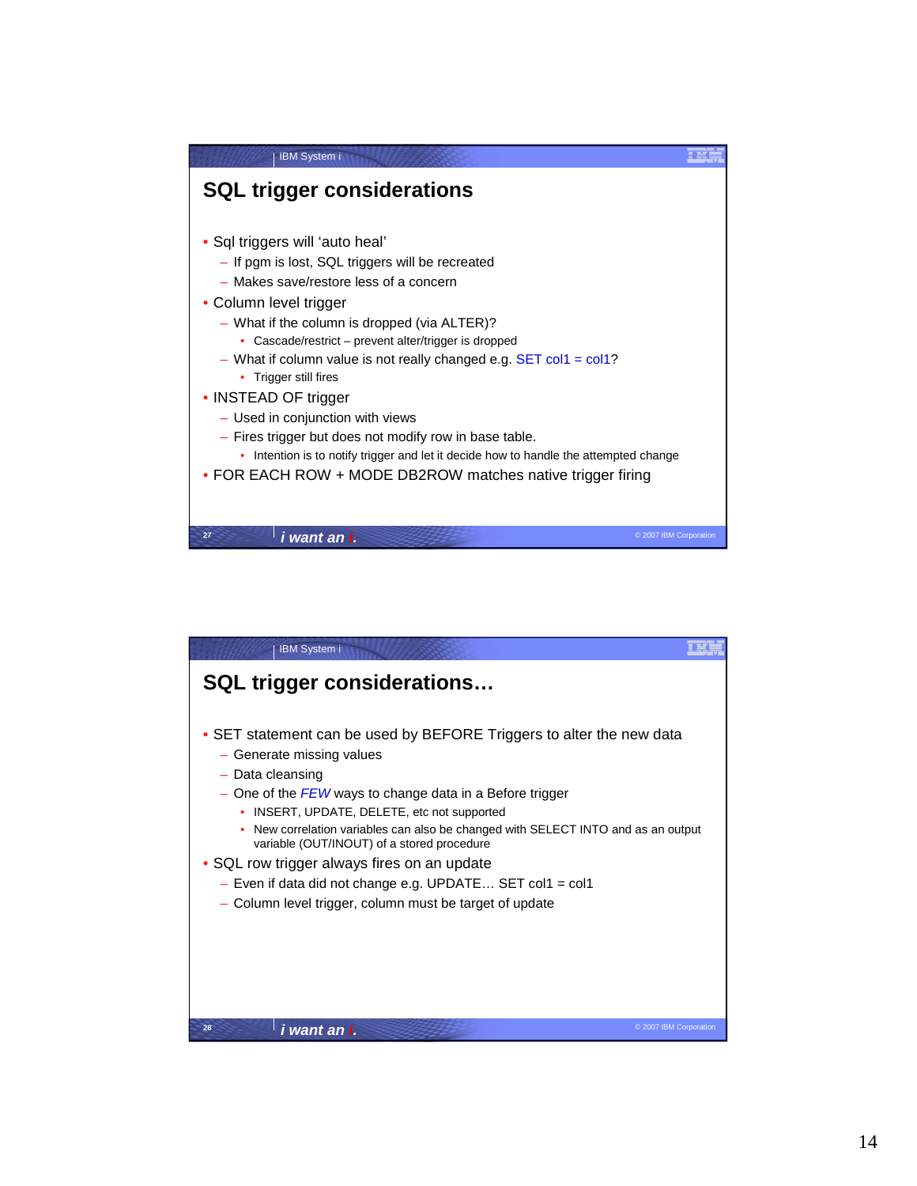## SQL trigger considerations

- Sql triggers will ‘auto heal’
  - If pgm is lost, SQL triggers will be recreated
  - Makes save/restore less of a concern
- Column level trigger
  - What if the column is dropped (via ALTER)?
    - Cascade/restrict – prevent alter/trigger is dropped
  - What if column value is not really changed e.g. SET col1 = col1?
    - Trigger still fires
- INSTEAD OF trigger
  - Used in conjunction with views
  - Fires trigger but does not modify row in base table.
    - Intention is to notify trigger and let it decide how to handle the attempted change
- FOR EACH ROW + MODE DB2ROW matches native trigger firing

## SQL trigger considerations…

- SET statement can be used by BEFORE Triggers to alter the new data
  - Generate missing values
  - Data cleansing
  - One of the *FEW* ways to change data in a Before trigger
    - INSERT, UPDATE, DELETE, etc not supported
    - New correlation variables can also be changed with SELECT INTO and as an output variable (OUT/INOUT) of a stored procedure
- SQL row trigger always fires on an update
  - Even if data did not change e.g. UPDATE… SET col1 = col1
  - Column level trigger, column must be target of update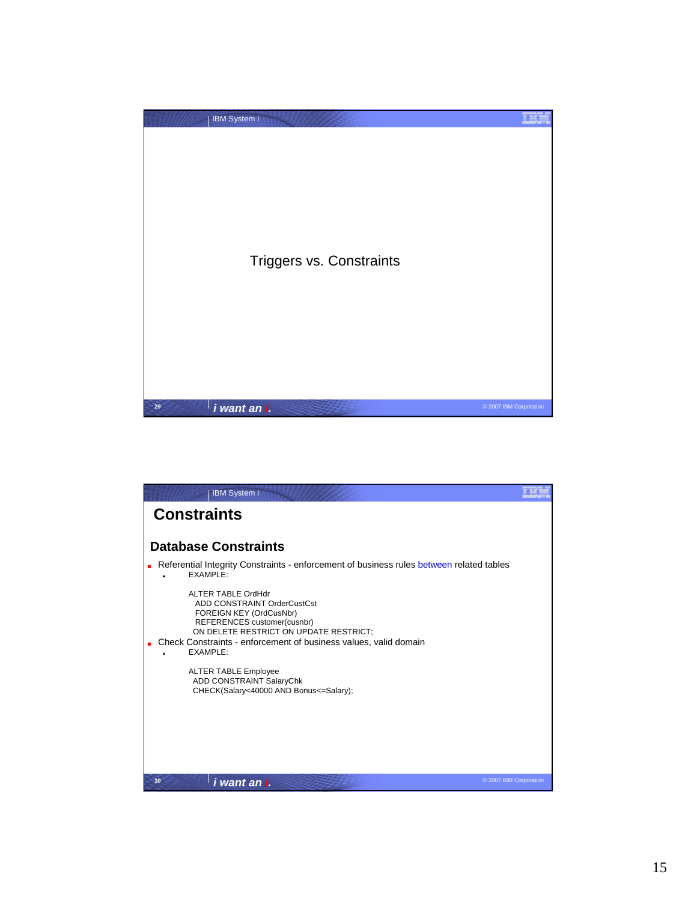## Triggers vs. Constraints

## Constraints

### Database Constraints

- Referential Integrity Constraints - enforcement of business rules between related tables
  - EXAMPLE:

```
ALTER TABLE OrdHdr
  ADD CONSTRAINT OrderCustCst
  FOREIGN KEY (OrdCusNbr)
  REFERENCES customer(cusnbr)
 ON DELETE RESTRICT ON UPDATE RESTRICT;
```

- Check Constraints - enforcement of business values, valid domain
  - EXAMPLE:

```
ALTER TABLE Employee
 ADD CONSTRAINT SalaryChk
 CHECK(Salary<40000 AND Bonus<=Salary);
```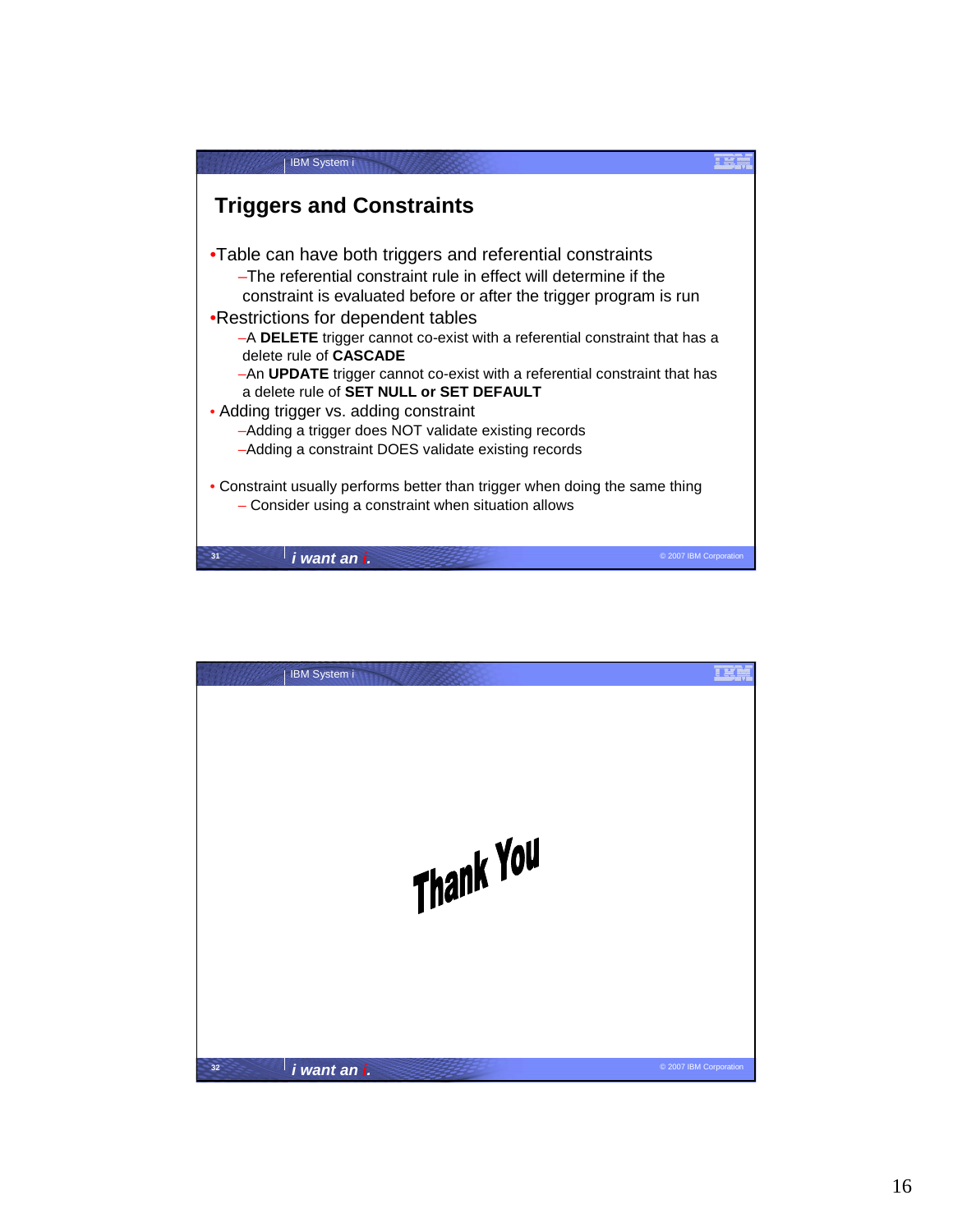## Triggers and Constraints

- Table can have both triggers and referential constraints
  - The referential constraint rule in effect will determine if the constraint is evaluated before or after the trigger program is run
- Restrictions for dependent tables
  - A **DELETE** trigger cannot co-exist with a referential constraint that has a delete rule of **CASCADE**
  - An **UPDATE** trigger cannot co-exist with a referential constraint that has a delete rule of **SET NULL or SET DEFAULT**
- Adding trigger vs. adding constraint
  - Adding a trigger does NOT validate existing records
  - Adding a constraint DOES validate existing records
- Constraint usually performs better than trigger when doing the same thing
  - Consider using a constraint when situation allows

Thank You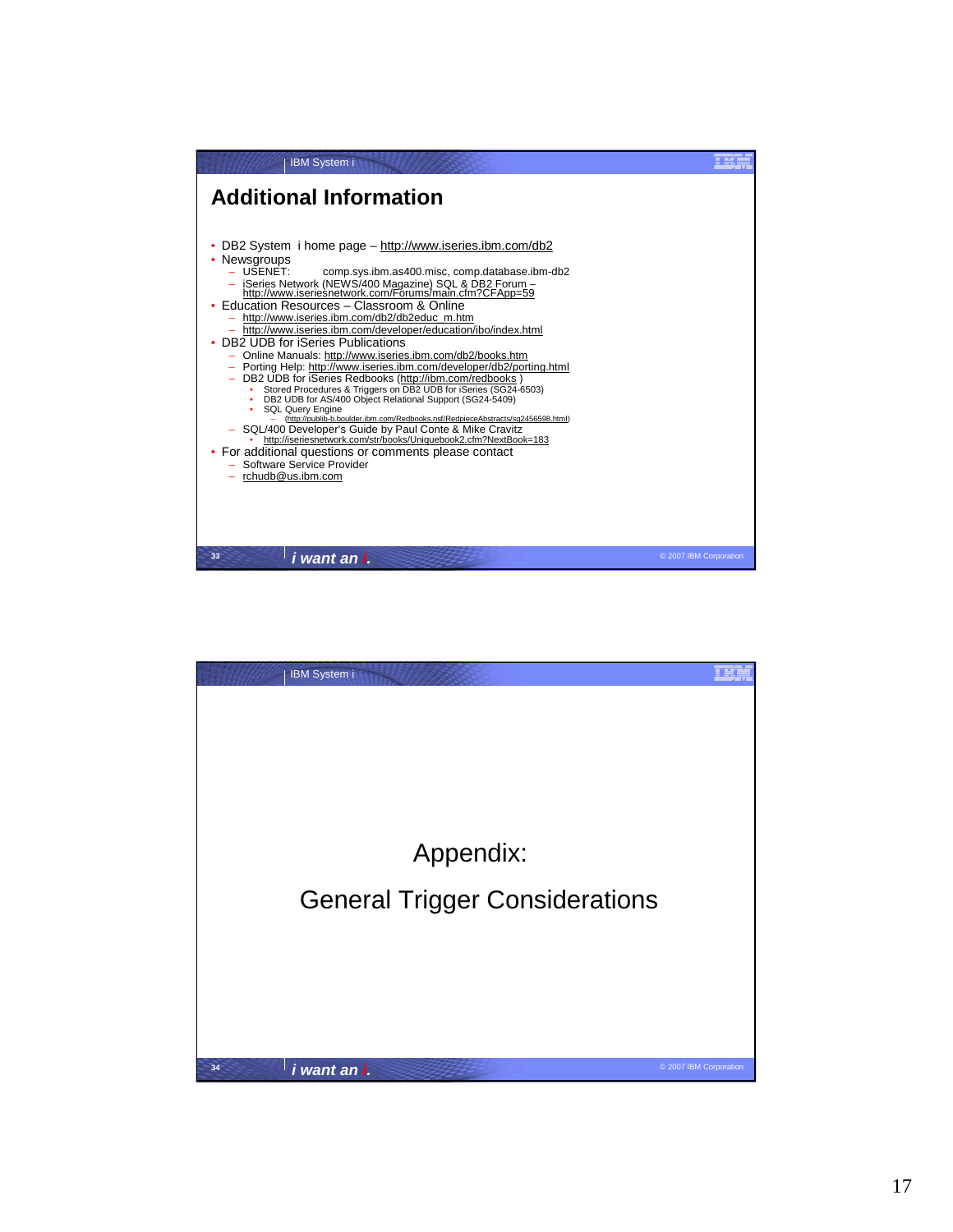## Additional Information

- DB2 System i home page – http://www.iseries.ibm.com/db2
- Newsgroups
  - USENET: comp.sys.ibm.as400.misc, comp.database.ibm-db2
  - iSeries Network (NEWS/400 Magazine) SQL & DB2 Forum – http://www.iseriesnetwork.com/Forums/main.cfm?CFApp=59
- Education Resources – Classroom & Online
  - http://www.iseries.ibm.com/db2/db2educ_m.htm
  - http://www.iseries.ibm.com/developer/education/ibo/index.html
- DB2 UDB for iSeries Publications
  - Online Manuals: http://www.iseries.ibm.com/db2/books.htm
  - Porting Help: http://www.iseries.ibm.com/developer/db2/porting.html
  - DB2 UDB for iSeries Redbooks (http://ibm.com/redbooks )
    - Stored Procedures & Triggers on DB2 UDB for iSeries (SG24-6503)
    - DB2 UDB for AS/400 Object Relational Support (SG24-5409)
    - SQL Query Engine
      - (http://publib-b.boulder.ibm.com/Redbooks.nsf/RedpieceAbstracts/sg2456598.html)
  - SQL/400 Developer's Guide by Paul Conte & Mike Cravitz
    - http://iseriesnetwork.com/str/books/Uniquebook2.cfm?NextBook=183
- For additional questions or comments please contact
  - Software Service Provider
  - rchudb@us.ibm.com

---

# Appendix:

# General Trigger Considerations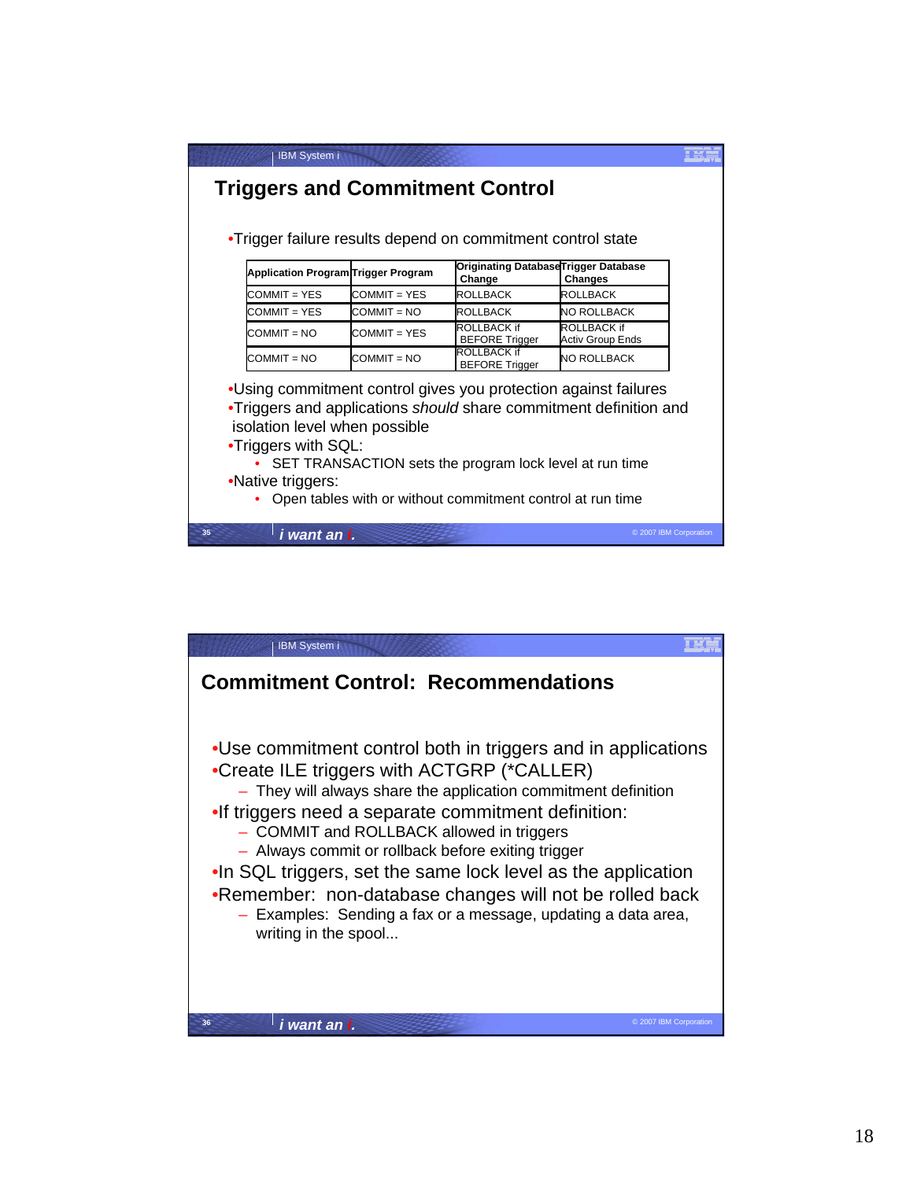## Triggers and Commitment Control

- Trigger failure results depend on commitment control state

| Application Program | Trigger Program | Originating Database Change | Trigger Database Changes |
|---|---|---|---|
| COMMIT = YES | COMMIT = YES | ROLLBACK | ROLLBACK |
| COMMIT = YES | COMMIT = NO | ROLLBACK | NO ROLLBACK |
| COMMIT = NO | COMMIT = YES | ROLLBACK if BEFORE Trigger | ROLLBACK if Activ Group Ends |
| COMMIT = NO | COMMIT = NO | ROLLBACK if BEFORE Trigger | NO ROLLBACK |

- Using commitment control gives you protection against failures
- Triggers and applications *should* share commitment definition and isolation level when possible
- Triggers with SQL:
  - SET TRANSACTION sets the program lock level at run time
- Native triggers:
  - Open tables with or without commitment control at run time

## Commitment Control: Recommendations

- Use commitment control both in triggers and in applications
- Create ILE triggers with ACTGRP (*CALLER)
  - They will always share the application commitment definition
- If triggers need a separate commitment definition:
  - COMMIT and ROLLBACK allowed in triggers
  - Always commit or rollback before exiting trigger
- In SQL triggers, set the same lock level as the application
- Remember: non-database changes will not be rolled back
  - Examples: Sending a fax or a message, updating a data area, writing in the spool...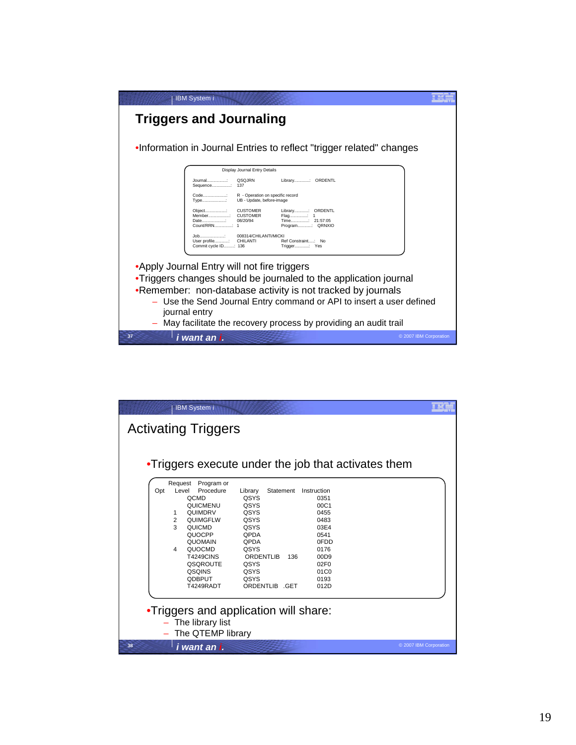## Triggers and Journaling

- Information in Journal Entries to reflect "trigger related" changes

```
                    Display Journal Entry Details

Journal..............:   QSQJRN              Library............:   ORDENTL
Sequence.............:   137

Code.................:   R  - Operation on specific record
Type.................:   UB - Update, before-image

Object...............:   CUSTOMER            Library...........:   ORDENTL
Member...............:   CUSTOMER            Flag..............:   1
Date.................:   08/20/94            Time..............:   21:57:05
Count/RRN............:   1                   Program...........:   QRNXIO

Job..................:   008314/CHILANTI/MICKI
User profile.........:   CHILANTI            Ref Constraint....:   No
Commit cycle ID......:   136                 Trigger...........:   Yes
```

- Apply Journal Entry will not fire triggers
- Triggers changes should be journaled to the application journal
- Remember: non-database activity is not tracked by journals
  - Use the Send Journal Entry command or API to insert a user defined journal entry
  - May facilitate the recovery process by providing an audit trail

## Activating Triggers

- Triggers execute under the job that activates them

| Opt | Request Level | Program or Procedure | Library | Statement | Instruction |
|---|---|---|---|---|---|
| | | QCMD | QSYS | | 0351 |
| | | QUICMENU | QSYS | | 00C1 |
| | 1 | QUIMDRV | QSYS | | 0455 |
| | 2 | QUIMGFLW | QSYS | | 0483 |
| | 3 | QUICMD | QSYS | | 03E4 |
| | | QUOCPP | QPDA | | 0541 |
| | | QUOMAIN | QPDA | | 0FDD |
| | 4 | QUOCMD | QSYS | | 0176 |
| | | T4249CINS | ORDENTLIB | 136 | 00D9 |
| | | QSQROUTE | QSYS | | 02F0 |
| | | QSQINS | QSYS | | 01C0 |
| | | QDBPUT | QSYS | | 0193 |
| | | T4249RADT | ORDENTLIB | .GET | 012D |

- Triggers and application will share:
  - The library list
  - The QTEMP library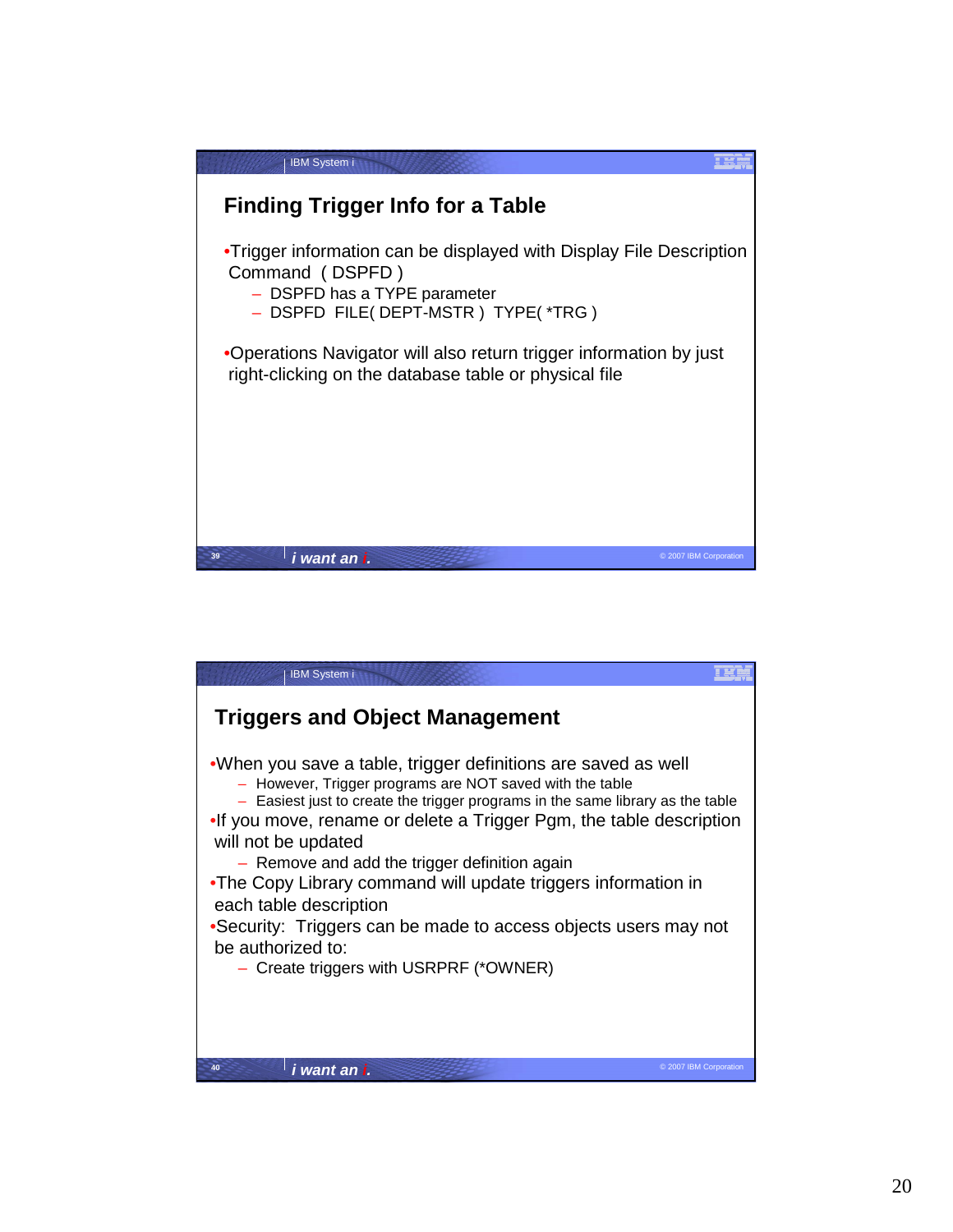## Finding Trigger Info for a Table

- Trigger information can be displayed with Display File Description Command ( DSPFD )
  - DSPFD has a TYPE parameter
  - DSPFD FILE( DEPT-MSTR ) TYPE( *TRG )

- Operations Navigator will also return trigger information by just right-clicking on the database table or physical file

## Triggers and Object Management

- When you save a table, trigger definitions are saved as well
  - However, Trigger programs are NOT saved with the table
  - Easiest just to create the trigger programs in the same library as the table
- If you move, rename or delete a Trigger Pgm, the table description will not be updated
  - Remove and add the trigger definition again
- The Copy Library command will update triggers information in each table description
- Security: Triggers can be made to access objects users may not be authorized to:
  - Create triggers with USRPRF (*OWNER)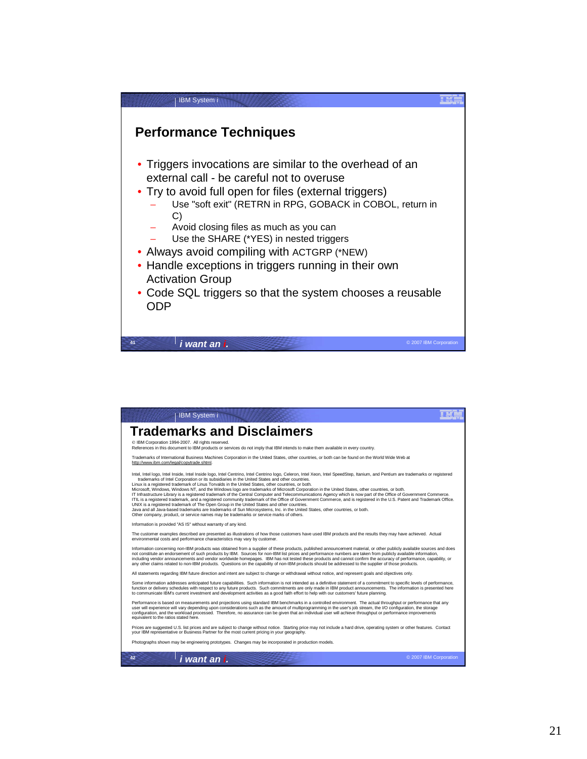## Performance Techniques

- Triggers invocations are similar to the overhead of an external call - be careful not to overuse
- Try to avoid full open for files (external triggers)
  - Use "soft exit" (RETRN in RPG, GOBACK in COBOL, return in C)
  - Avoid closing files as much as you can
  - Use the SHARE (*YES) in nested triggers
- Always avoid compiling with ACTGRP (*NEW)
- Handle exceptions in triggers running in their own Activation Group
- Code SQL triggers so that the system chooses a reusable ODP

## Trademarks and Disclaimers

© IBM Corporation 1994-2007. All rights reserved.
References in this document to IBM products or services do not imply that IBM intends to make them available in every country.

Trademarks of International Business Machines Corporation in the United States, other countries, or both can be found on the World Wide Web at http://www.ibm.com/legal/copytrade.shtml.

Intel, Intel logo, Intel Inside, Intel Inside logo, Intel Centrino, Intel Centrino logo, Celeron, Intel Xeon, Intel SpeedStep, Itanium, and Pentium are trademarks or registered trademarks of Intel Corporation or its subsidiaries in the United States and other countries.
Linux is a registered trademark of Linus Torvalds in the United States, other countries, or both.
Microsoft, Windows, Windows NT, and the Windows logo are trademarks of Microsoft Corporation in the United States, other countries, or both.
IT Infrastructure Library is a registered trademark of the Central Computer and Telecommunications Agency which is now part of the Office of Government Commerce.
ITIL is a registered trademark, and a registered community trademark of the Office of Government Commerce, and is registered in the U.S. Patent and Trademark Office.
UNIX is a registered trademark of The Open Group in the United States and other countries.
Java and all Java-based trademarks are trademarks of Sun Microsystems, Inc. in the United States, other countries, or both.
Other company, product, or service names may be trademarks or service marks of others.

Information is provided "AS IS" without warranty of any kind.

The customer examples described are presented as illustrations of how those customers have used IBM products and the results they may have achieved. Actual environmental costs and performance characteristics may vary by customer.

Information concerning non-IBM products was obtained from a supplier of these products, published announcement material, or other publicly available sources and does not constitute an endorsement of such products by IBM. Sources for non-IBM list prices and performance numbers are taken from publicly available information, including vendor announcements and vendor worldwide homepages. IBM has not tested these products and cannot confirm the accuracy of performance, capability, or any other claims related to non-IBM products. Questions on the capability of non-IBM products should be addressed to the supplier of those products.

All statements regarding IBM future direction and intent are subject to change or withdrawal without notice, and represent goals and objectives only.

Some information addresses anticipated future capabilities. Such information is not intended as a definitive statement of a commitment to specific levels of performance, function or delivery schedules with respect to any future products. Such commitments are only made in IBM product announcements. The information is presented here to communicate IBM's current investment and development activities as a good faith effort to help with our customers' future planning.

Performance is based on measurements and projections using standard IBM benchmarks in a controlled environment. The actual throughput or performance that any user will experience will vary depending upon considerations such as the amount of multiprogramming in the user's job stream, the I/O configuration, the storage configuration, and the workload processed. Therefore, no assurance can be given that an individual user will achieve throughput or performance improvements equivalent to the ratios stated here.

Prices are suggested U.S. list prices and are subject to change without notice. Starting price may not include a hard drive, operating system or other features. Contact your IBM representative or Business Partner for the most current pricing in your geography.

Photographs shown may be engineering prototypes. Changes may be incorporated in production models.